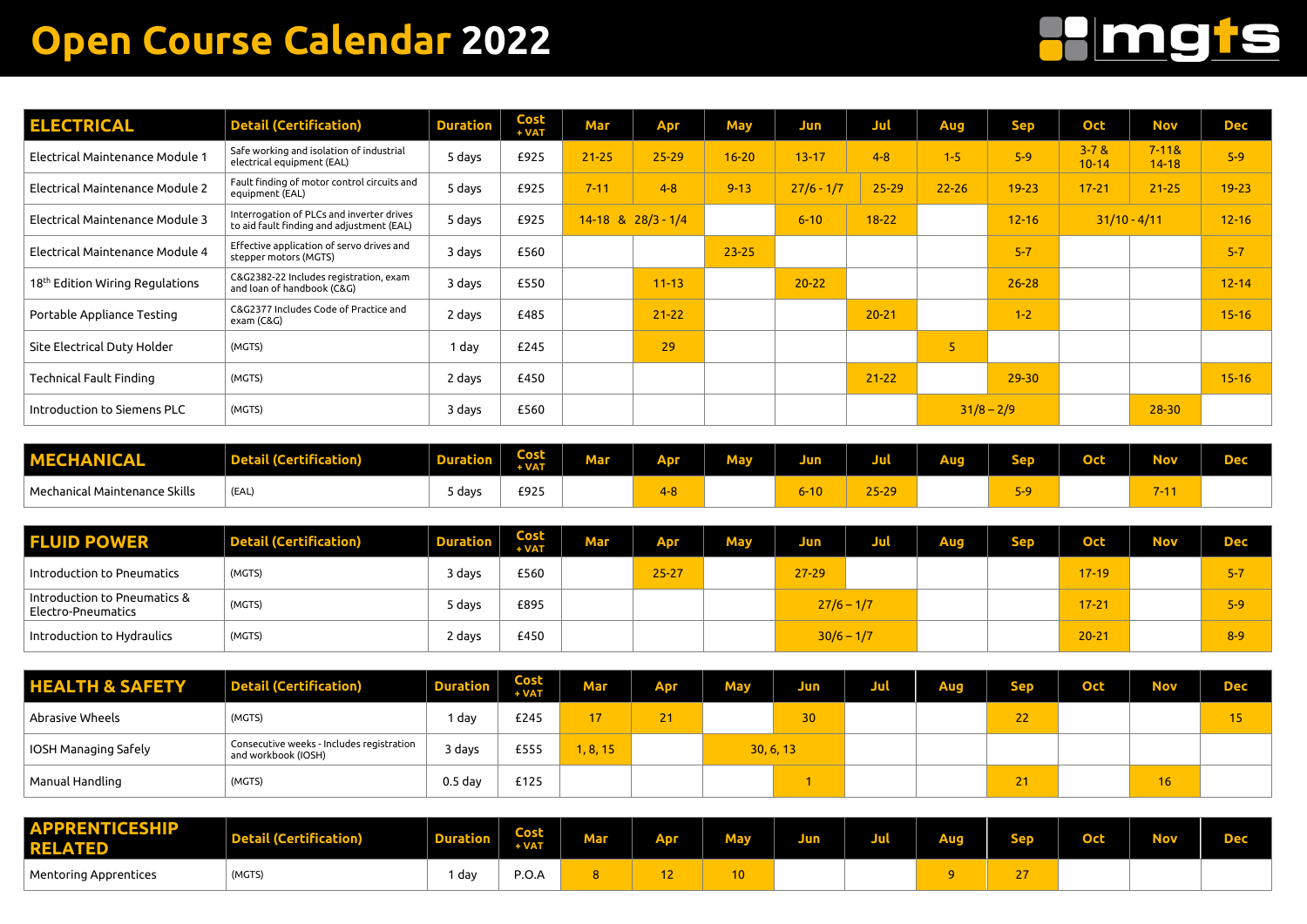# Open Course Calendar 2022

| ELECTRICAL | Detail (Certification) | Duration | Cost + VAT | Mar | Apr | May | Jun | Jul | Aug | Sep | Oct | Nov | Dec |
|---|---|---|---|---|---|---|---|---|---|---|---|---|---|
| Electrical Maintenance Module 1 | Safe working and isolation of industrial electrical equipment (EAL) | 5 days | £925 | 21-25 | 25-29 | 16-20 | 13-17 | 4-8 | 1-5 | 5-9 | 3-7 & 10-14 | 7-11& 14-18 | 5-9 |
| Electrical Maintenance Module 2 | Fault finding of motor control circuits and equipment (EAL) | 5 days | £925 | 7-11 | 4-8 | 9-13 | 27/6 - 1/7 | 25-29 | 22-26 | 19-23 | 17-21 | 21-25 | 19-23 |
| Electrical Maintenance Module 3 | Interrogation of PLCs and inverter drives to aid fault finding and adjustment (EAL) | 5 days | £925 | 14-18 & 28/3 - 1/4 | | | 6-10 | 18-22 | | 12-16 | 31/10 - 4/11 | | 12-16 |
| Electrical Maintenance Module 4 | Effective application of servo drives and stepper motors (MGTS) | 3 days | £560 | | | 23-25 | | | | 5-7 | | | 5-7 |
| 18th Edition Wiring Regulations | C&G2382-22 Includes registration, exam and loan of handbook (C&G) | 3 days | £550 | | 11-13 | | 20-22 | | | 26-28 | | | 12-14 |
| Portable Appliance Testing | C&G2377 Includes Code of Practice and exam (C&G) | 2 days | £485 | | 21-22 | | | 20-21 | | 1-2 | | | 15-16 |
| Site Electrical Duty Holder | (MGTS) | 1 day | £245 | | 29 | | | | 5 | | | | |
| Technical Fault Finding | (MGTS) | 2 days | £450 | | | | | 21-22 | | 29-30 | | | 15-16 |
| Introduction to Siemens PLC | (MGTS) | 3 days | £560 | | | | | | 31/8 – 2/9 | | | 28-30 | |

| MECHANICAL | Detail (Certification) | Duration | Cost + VAT | Mar | Apr | May | Jun | Jul | Aug | Sep | Oct | Nov | Dec |
|---|---|---|---|---|---|---|---|---|---|---|---|---|---|
| Mechanical Maintenance Skills | (EAL) | 5 days | £925 | | 4-8 | | 6-10 | 25-29 | | 5-9 | | 7-11 | |

| FLUID POWER | Detail (Certification) | Duration | Cost + VAT | Mar | Apr | May | Jun | Jul | Aug | Sep | Oct | Nov | Dec |
|---|---|---|---|---|---|---|---|---|---|---|---|---|---|
| Introduction to Pneumatics | (MGTS) | 3 days | £560 | | 25-27 | | 27-29 | | | | 17-19 | | 5-7 |
| Introduction to Pneumatics & Electro-Pneumatics | (MGTS) | 5 days | £895 | | | | 27/6 – 1/7 | | | | 17-21 | | 5-9 |
| Introduction to Hydraulics | (MGTS) | 2 days | £450 | | | | 30/6 – 1/7 | | | | 20-21 | | 8-9 |

| HEALTH & SAFETY | Detail (Certification) | Duration | Cost + VAT | Mar | Apr | May | Jun | Jul | Aug | Sep | Oct | Nov | Dec |
|---|---|---|---|---|---|---|---|---|---|---|---|---|---|
| Abrasive Wheels | (MGTS) | 1 day | £245 | 17 | 21 | | 30 | | | 22 | | | 15 |
| IOSH Managing Safely | Consecutive weeks - Includes registration and workbook (IOSH) | 3 days | £555 | 1, 8, 15 | | 30, 6, 13 | | | | | | | |
| Manual Handling | (MGTS) | 0.5 day | £125 | | | | 1 | | | 21 | | 16 | |

| APPRENTICESHIP RELATED | Detail (Certification) | Duration | Cost + VAT | Mar | Apr | May | Jun | Jul | Aug | Sep | Oct | Nov | Dec |
|---|---|---|---|---|---|---|---|---|---|---|---|---|---|
| Mentoring Apprentices | (MGTS) | 1 day | P.O.A | 8 | 12 | 10 | | | 9 | 27 | | | |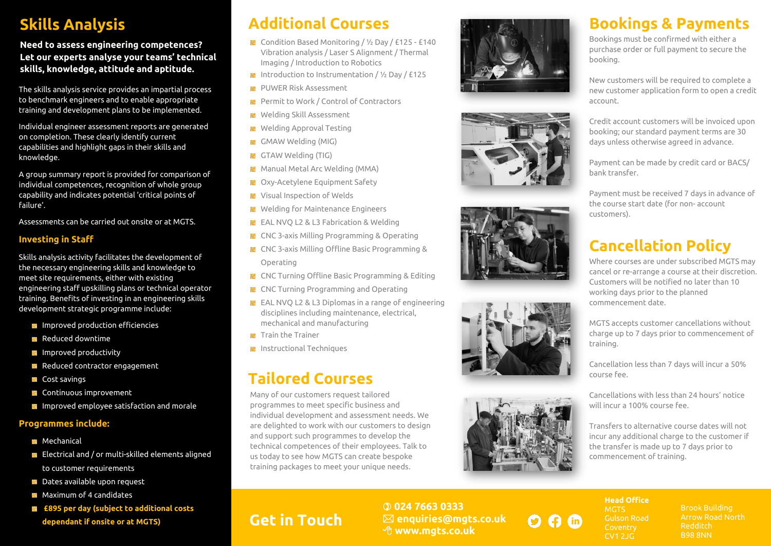# Skills Analysis

**Need to assess engineering competences? Let our experts analyse your teams' technical skills, knowledge, attitude and aptitude.**

The skills analysis service provides an impartial process to benchmark engineers and to enable appropriate training and development plans to be implemented.

Individual engineer assessment reports are generated on completion. These clearly identify current capabilities and highlight gaps in their skills and knowledge.

A group summary report is provided for comparison of individual competences, recognition of whole group capability and indicates potential 'critical points of failure'.

Assessments can be carried out onsite or at MGTS.

### Investing in Staff

Skills analysis activity facilitates the development of the necessary engineering skills and knowledge to meet site requirements, either with existing engineering staff upskilling plans or technical operator training. Benefits of investing in an engineering skills development strategic programme include:

- Improved production efficiencies
- Reduced downtime
- Improved productivity
- Reduced contractor engagement
- Cost savings
- Continuous improvement
- Improved employee satisfaction and morale

### Programmes include:

- Mechanical
- Electrical and / or multi-skilled elements aligned to customer requirements
- Dates available upon request
- Maximum of 4 candidates
- **£895 per day (subject to additional costs dependant if onsite or at MGTS)**

# Additional Courses

- Condition Based Monitoring / ½ Day / £125 - £140 Vibration analysis / Laser S Alignment / Thermal Imaging / Introduction to Robotics
- Introduction to Instrumentation / ½ Day / £125
- PUWER Risk Assessment
- Permit to Work / Control of Contractors
- Welding Skill Assessment
- Welding Approval Testing
- GMAW Welding (MIG)
- GTAW Welding (TIG)
- Manual Metal Arc Welding (MMA)
- Oxy-Acetylene Equipment Safety
- Visual Inspection of Welds
- Welding for Maintenance Engineers
- EAL NVQ L2 & L3 Fabrication & Welding
- CNC 3-axis Milling Programming & Operating
- CNC 3-axis Milling Offline Basic Programming & Operating
- CNC Turning Offline Basic Programming & Editing
- CNC Turning Programming and Operating
- EAL NVQ L2 & L3 Diplomas in a range of engineering disciplines including maintenance, electrical, mechanical and manufacturing
- Train the Trainer
- Instructional Techniques

# Tailored Courses

Many of our customers request tailored programmes to meet specific business and individual development and assessment needs. We are delighted to work with our customers to design and support such programmes to develop the technical competences of their employees. Talk to us today to see how MGTS can create bespoke training packages to meet your unique needs.

# Bookings & Payments

Bookings must be confirmed with either a purchase order or full payment to secure the booking.

New customers will be required to complete a new customer application form to open a credit account.

Credit account customers will be invoiced upon booking; our standard payment terms are 30 days unless otherwise agreed in advance.

Payment can be made by credit card or BACS/ bank transfer.

Payment must be received 7 days in advance of the course start date (for non- account customers).

# Cancellation Policy

Where courses are under subscribed MGTS may cancel or re-arrange a course at their discretion. Customers will be notified no later than 10 working days prior to the planned commencement date.

MGTS accepts customer cancellations without charge up to 7 days prior to commencement of training.

Cancellation less than 7 days will incur a 50% course fee.

Cancellations with less than 24 hours' notice will incur a 100% course fee.

Transfers to alternative course dates will not incur any additional charge to the customer if the transfer is made up to 7 days prior to commencement of training.

# Get in Touch

**024 7663 0333**
**enquiries@mgts.co.uk**
**www.mgts.co.uk**

**Head Office**
MGTS
Gulson Road
Coventry
CV1 2JG

Brook Building
Arrow Road North
Redditch
B98 8NN